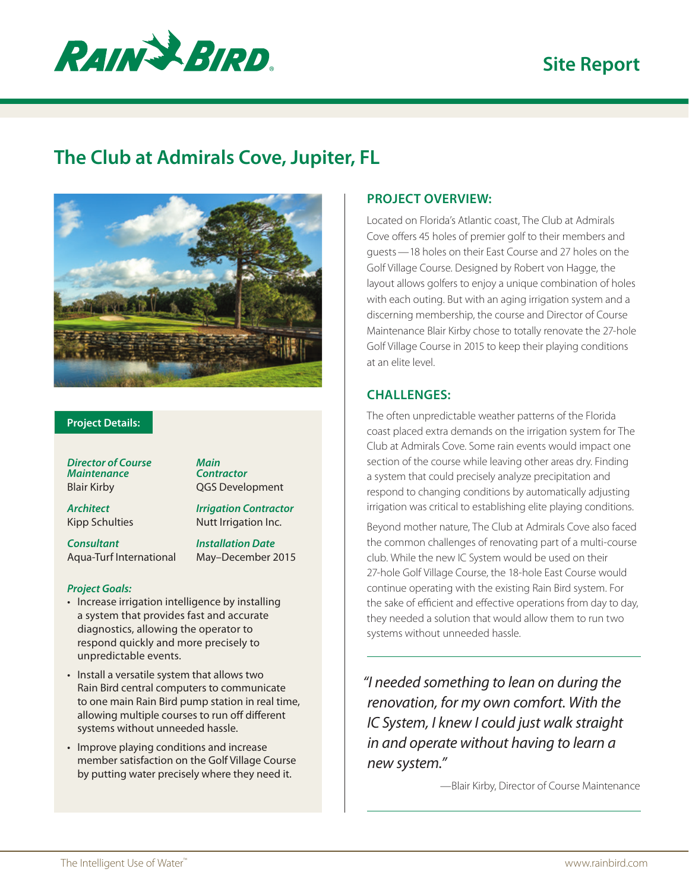# The Club at Admirals Cove, Jupiter, FL

**Project Details:**

***Director of Course Maintenance***
Blair Kirby

***Main Contractor***
QGS Development

***Architect***
Kipp Schulties

***Irrigation Contractor***
Nutt Irrigation Inc.

***Consultant***
Aqua-Turf International

***Installation Date***
May–December 2015

***Project Goals:***

- Increase irrigation intelligence by installing a system that provides fast and accurate diagnostics, allowing the operator to respond quickly and more precisely to unpredictable events.
- Install a versatile system that allows two Rain Bird central computers to communicate to one main Rain Bird pump station in real time, allowing multiple courses to run off different systems without unneeded hassle.
- Improve playing conditions and increase member satisfaction on the Golf Village Course by putting water precisely where they need it.

## PROJECT OVERVIEW:

Located on Florida's Atlantic coast, The Club at Admirals Cove offers 45 holes of premier golf to their members and guests—18 holes on their East Course and 27 holes on the Golf Village Course. Designed by Robert von Hagge, the layout allows golfers to enjoy a unique combination of holes with each outing. But with an aging irrigation system and a discerning membership, the course and Director of Course Maintenance Blair Kirby chose to totally renovate the 27-hole Golf Village Course in 2015 to keep their playing conditions at an elite level.

## CHALLENGES:

The often unpredictable weather patterns of the Florida coast placed extra demands on the irrigation system for The Club at Admirals Cove. Some rain events would impact one section of the course while leaving other areas dry. Finding a system that could precisely analyze precipitation and respond to changing conditions by automatically adjusting irrigation was critical to establishing elite playing conditions.

Beyond mother nature, The Club at Admirals Cove also faced the common challenges of renovating part of a multi-course club. While the new IC System would be used on their 27-hole Golf Village Course, the 18-hole East Course would continue operating with the existing Rain Bird system. For the sake of efficient and effective operations from day to day, they needed a solution that would allow them to run two systems without unneeded hassle.

*"I needed something to lean on during the renovation, for my own comfort. With the IC System, I knew I could just walk straight in and operate without having to learn a new system."*

—Blair Kirby, Director of Course Maintenance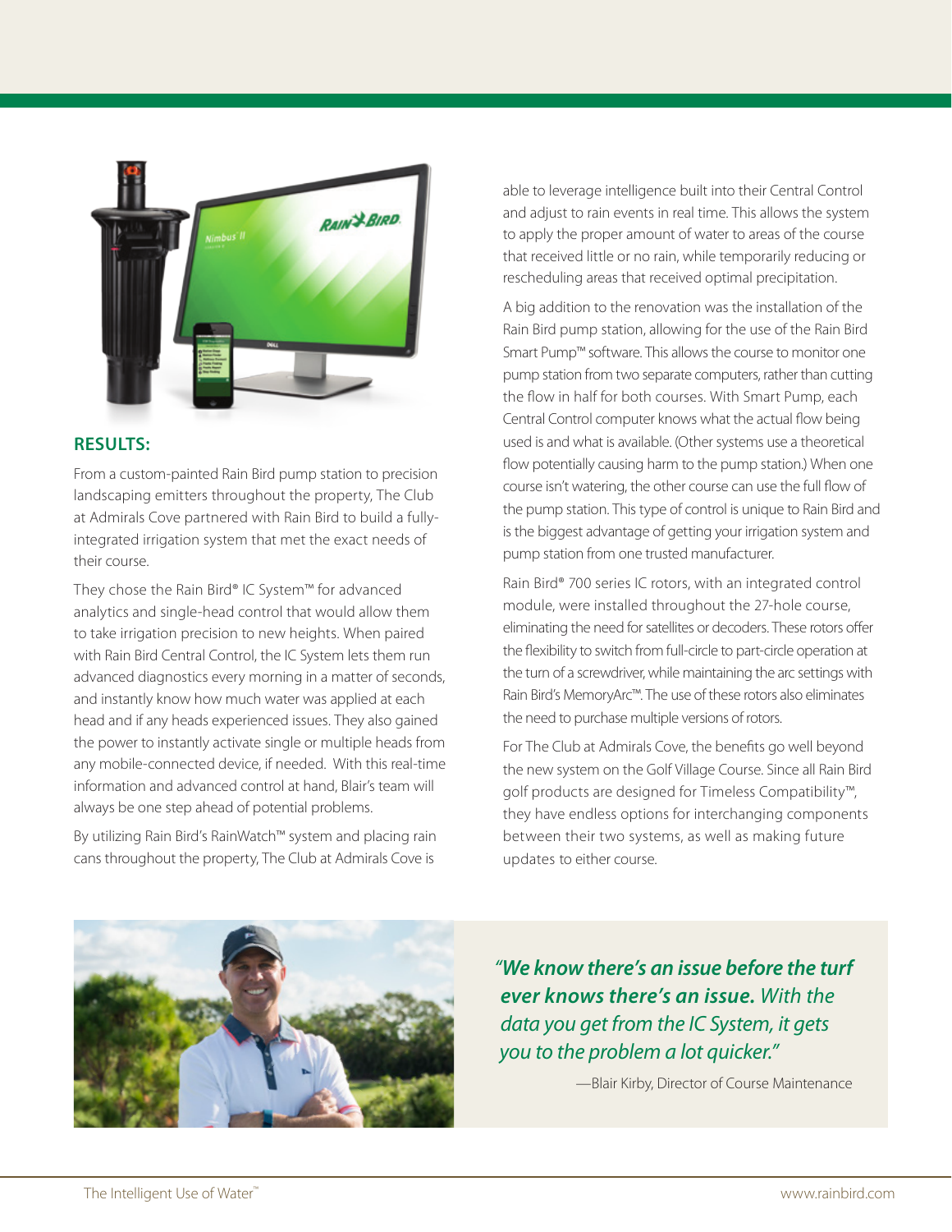## RESULTS:

From a custom-painted Rain Bird pump station to precision landscaping emitters throughout the property, The Club at Admirals Cove partnered with Rain Bird to build a fully-integrated irrigation system that met the exact needs of their course.

They chose the Rain Bird® IC System™ for advanced analytics and single-head control that would allow them to take irrigation precision to new heights. When paired with Rain Bird Central Control, the IC System lets them run advanced diagnostics every morning in a matter of seconds, and instantly know how much water was applied at each head and if any heads experienced issues. They also gained the power to instantly activate single or multiple heads from any mobile-connected device, if needed. With this real-time information and advanced control at hand, Blair's team will always be one step ahead of potential problems.

By utilizing Rain Bird's RainWatch™ system and placing rain cans throughout the property, The Club at Admirals Cove is able to leverage intelligence built into their Central Control and adjust to rain events in real time. This allows the system to apply the proper amount of water to areas of the course that received little or no rain, while temporarily reducing or rescheduling areas that received optimal precipitation.

A big addition to the renovation was the installation of the Rain Bird pump station, allowing for the use of the Rain Bird Smart Pump™ software. This allows the course to monitor one pump station from two separate computers, rather than cutting the flow in half for both courses. With Smart Pump, each Central Control computer knows what the actual flow being used is and what is available. (Other systems use a theoretical flow potentially causing harm to the pump station.) When one course isn't watering, the other course can use the full flow of the pump station. This type of control is unique to Rain Bird and is the biggest advantage of getting your irrigation system and pump station from one trusted manufacturer.

Rain Bird® 700 series IC rotors, with an integrated control module, were installed throughout the 27-hole course, eliminating the need for satellites or decoders. These rotors offer the flexibility to switch from full-circle to part-circle operation at the turn of a screwdriver, while maintaining the arc settings with Rain Bird's MemoryArc™. The use of these rotors also eliminates the need to purchase multiple versions of rotors.

For The Club at Admirals Cove, the benefits go well beyond the new system on the Golf Village Course. Since all Rain Bird golf products are designed for Timeless Compatibility™, they have endless options for interchanging components between their two systems, as well as making future updates to either course.

*"**We know there's an issue before the turf ever knows there's an issue.** With the data you get from the IC System, it gets you to the problem a lot quicker."*

—Blair Kirby, Director of Course Maintenance